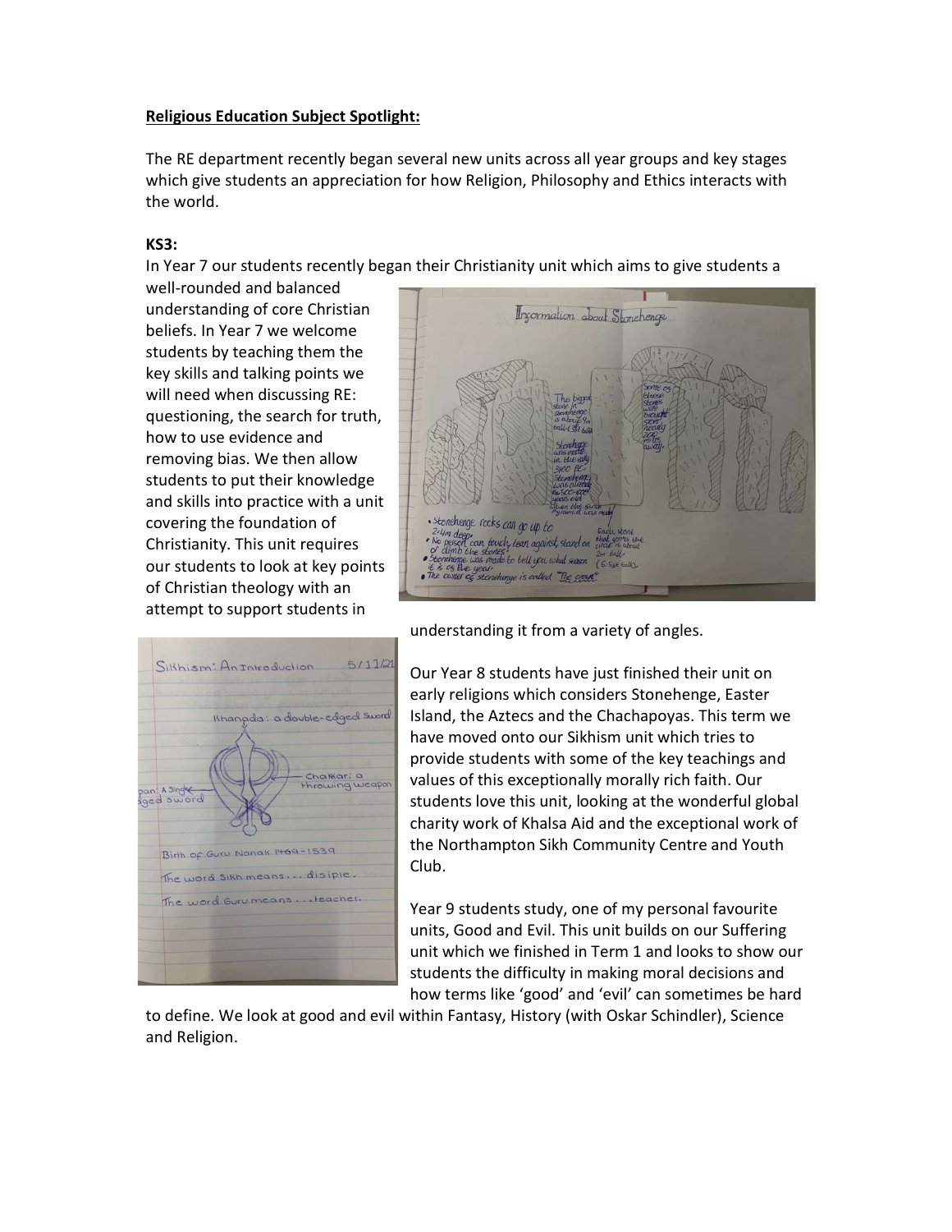**Religious Education Subject Spotlight:**

The RE department recently began several new units across all year groups and key stages which give students an appreciation for how Religion, Philosophy and Ethics interacts with the world.

**KS3:**

In Year 7 our students recently began their Christianity unit which aims to give students a well-rounded and balanced understanding of core Christian beliefs. In Year 7 we welcome students by teaching them the key skills and talking points we will need when discussing RE: questioning, the search for truth, how to use evidence and removing bias. We then allow students to put their knowledge and skills into practice with a unit covering the foundation of Christianity. This unit requires our students to look at key points of Christian theology with an attempt to support students in understanding it from a variety of angles.

Our Year 8 students have just finished their unit on early religions which considers Stonehenge, Easter Island, the Aztecs and the Chachapoyas. This term we have moved onto our Sikhism unit which tries to provide students with some of the key teachings and values of this exceptionally morally rich faith. Our students love this unit, looking at the wonderful global charity work of Khalsa Aid and the exceptional work of the Northampton Sikh Community Centre and Youth Club.

Year 9 students study, one of my personal favourite units, Good and Evil. This unit builds on our Suffering unit which we finished in Term 1 and looks to show our students the difficulty in making moral decisions and how terms like 'good' and 'evil' can sometimes be hard to define. We look at good and evil within Fantasy, History (with Oskar Schindler), Science and Religion.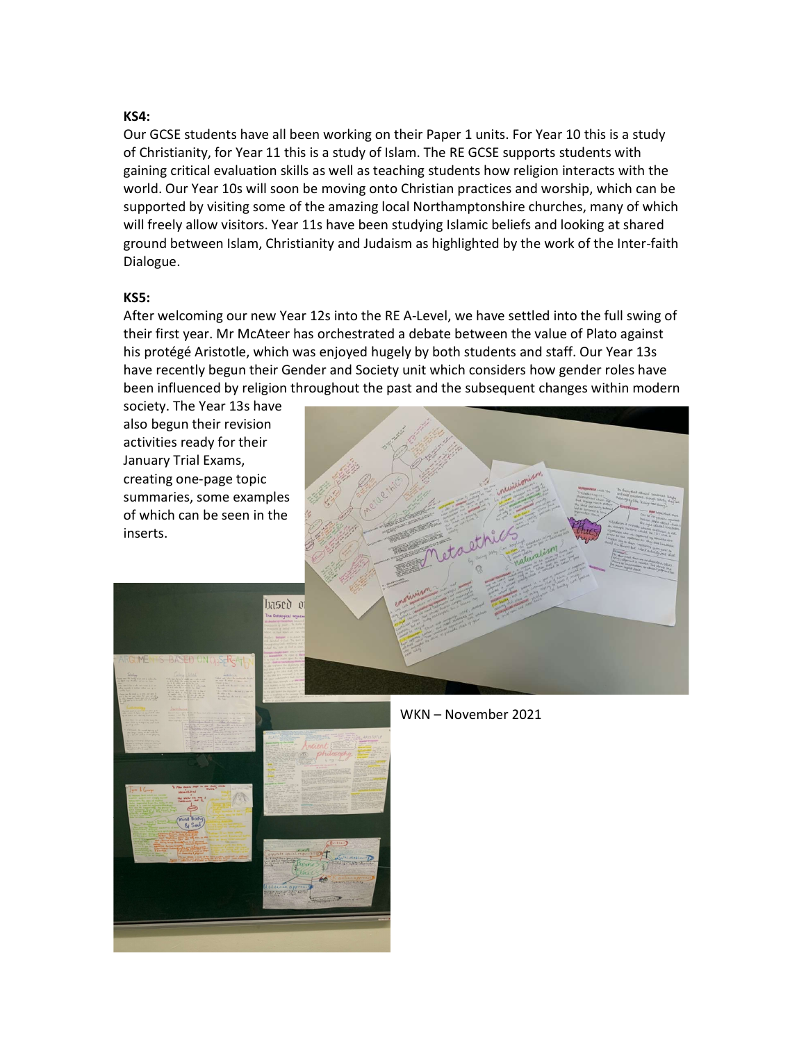**KS4:**

Our GCSE students have all been working on their Paper 1 units. For Year 10 this is a study of Christianity, for Year 11 this is a study of Islam. The RE GCSE supports students with gaining critical evaluation skills as well as teaching students how religion interacts with the world. Our Year 10s will soon be moving onto Christian practices and worship, which can be supported by visiting some of the amazing local Northamptonshire churches, many of which will freely allow visitors. Year 11s have been studying Islamic beliefs and looking at shared ground between Islam, Christianity and Judaism as highlighted by the work of the Inter-faith Dialogue.

**KS5:**

After welcoming our new Year 12s into the RE A-Level, we have settled into the full swing of their first year. Mr McAteer has orchestrated a debate between the value of Plato against his protégé Aristotle, which was enjoyed hugely by both students and staff. Our Year 13s have recently begun their Gender and Society unit which considers how gender roles have been influenced by religion throughout the past and the subsequent changes within modern society. The Year 13s have also begun their revision activities ready for their January Trial Exams, creating one-page topic summaries, some examples of which can be seen in the inserts.

WKN – November 2021